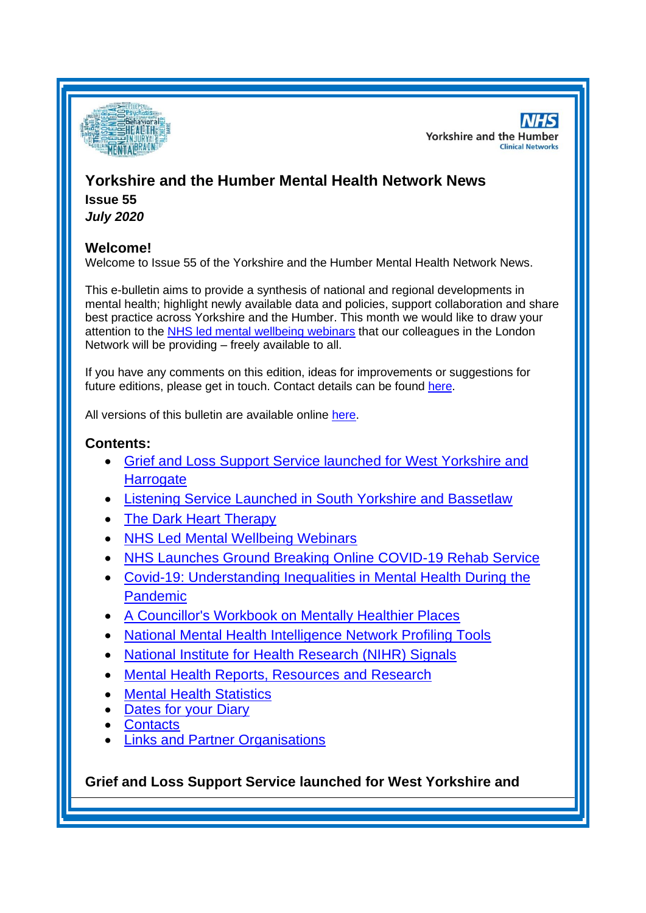# Yorkshire and the Humber Mental Health Network News

**Issue 55**

***July 2020***

## Welcome!

Welcome to Issue 55 of the Yorkshire and the Humber Mental Health Network News.

This e-bulletin aims to provide a synthesis of national and regional developments in mental health; highlight newly available data and policies, support collaboration and share best practice across Yorkshire and the Humber. This month we would like to draw your attention to the NHS led mental wellbeing webinars that our colleagues in the London Network will be providing – freely available to all.

If you have any comments on this edition, ideas for improvements or suggestions for future editions, please get in touch. Contact details can be found here.

All versions of this bulletin are available online here.

## Contents:

- Grief and Loss Support Service launched for West Yorkshire and Harrogate
- Listening Service Launched in South Yorkshire and Bassetlaw
- The Dark Heart Therapy
- NHS Led Mental Wellbeing Webinars
- NHS Launches Ground Breaking Online COVID-19 Rehab Service
- Covid-19: Understanding Inequalities in Mental Health During the Pandemic
- A Councillor's Workbook on Mentally Healthier Places
- National Mental Health Intelligence Network Profiling Tools
- National Institute for Health Research (NIHR) Signals
- Mental Health Reports, Resources and Research
- Mental Health Statistics
- Dates for your Diary
- Contacts
- Links and Partner Organisations

### Grief and Loss Support Service launched for West Yorkshire and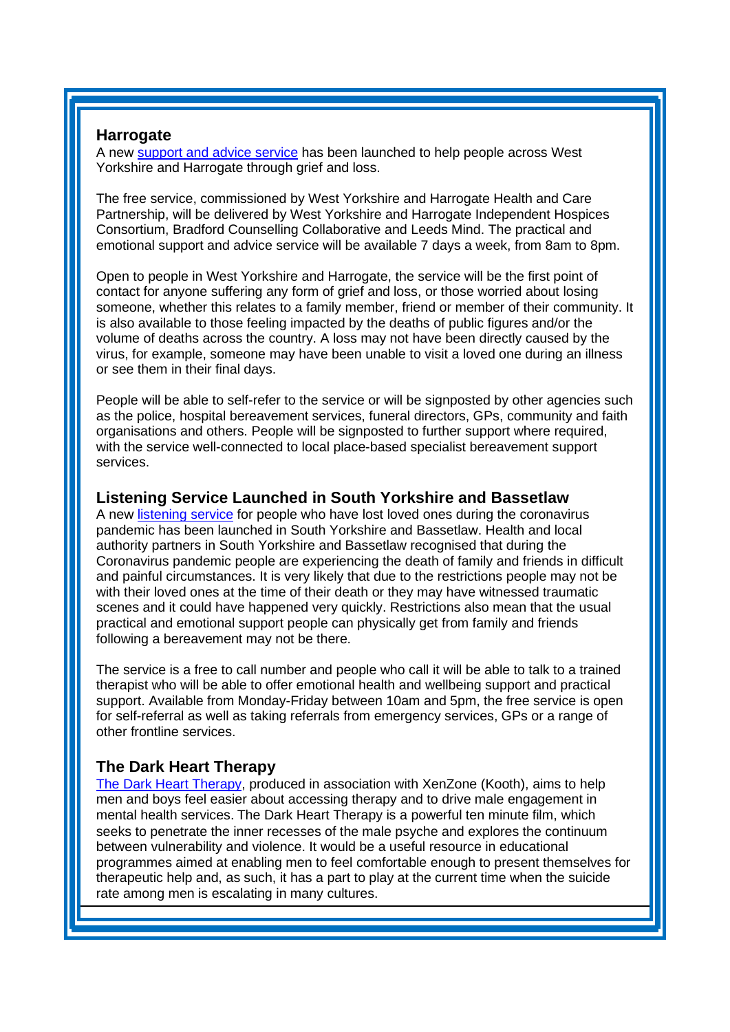### Harrogate

A new [support and advice service]() has been launched to help people across West Yorkshire and Harrogate through grief and loss.

The free service, commissioned by West Yorkshire and Harrogate Health and Care Partnership, will be delivered by West Yorkshire and Harrogate Independent Hospices Consortium, Bradford Counselling Collaborative and Leeds Mind. The practical and emotional support and advice service will be available 7 days a week, from 8am to 8pm.

Open to people in West Yorkshire and Harrogate, the service will be the first point of contact for anyone suffering any form of grief and loss, or those worried about losing someone, whether this relates to a family member, friend or member of their community. It is also available to those feeling impacted by the deaths of public figures and/or the volume of deaths across the country. A loss may not have been directly caused by the virus, for example, someone may have been unable to visit a loved one during an illness or see them in their final days.

People will be able to self-refer to the service or will be signposted by other agencies such as the police, hospital bereavement services, funeral directors, GPs, community and faith organisations and others. People will be signposted to further support where required, with the service well-connected to local place-based specialist bereavement support services.

### Listening Service Launched in South Yorkshire and Bassetlaw

A new [listening service]() for people who have lost loved ones during the coronavirus pandemic has been launched in South Yorkshire and Bassetlaw. Health and local authority partners in South Yorkshire and Bassetlaw recognised that during the Coronavirus pandemic people are experiencing the death of family and friends in difficult and painful circumstances. It is very likely that due to the restrictions people may not be with their loved ones at the time of their death or they may have witnessed traumatic scenes and it could have happened very quickly. Restrictions also mean that the usual practical and emotional support people can physically get from family and friends following a bereavement may not be there.

The service is a free to call number and people who call it will be able to talk to a trained therapist who will be able to offer emotional health and wellbeing support and practical support. Available from Monday-Friday between 10am and 5pm, the free service is open for self-referral as well as taking referrals from emergency services, GPs or a range of other frontline services.

### The Dark Heart Therapy

[The Dark Heart Therapy](), produced in association with XenZone (Kooth), aims to help men and boys feel easier about accessing therapy and to drive male engagement in mental health services. The Dark Heart Therapy is a powerful ten minute film, which seeks to penetrate the inner recesses of the male psyche and explores the continuum between vulnerability and violence. It would be a useful resource in educational programmes aimed at enabling men to feel comfortable enough to present themselves for therapeutic help and, as such, it has a part to play at the current time when the suicide rate among men is escalating in many cultures.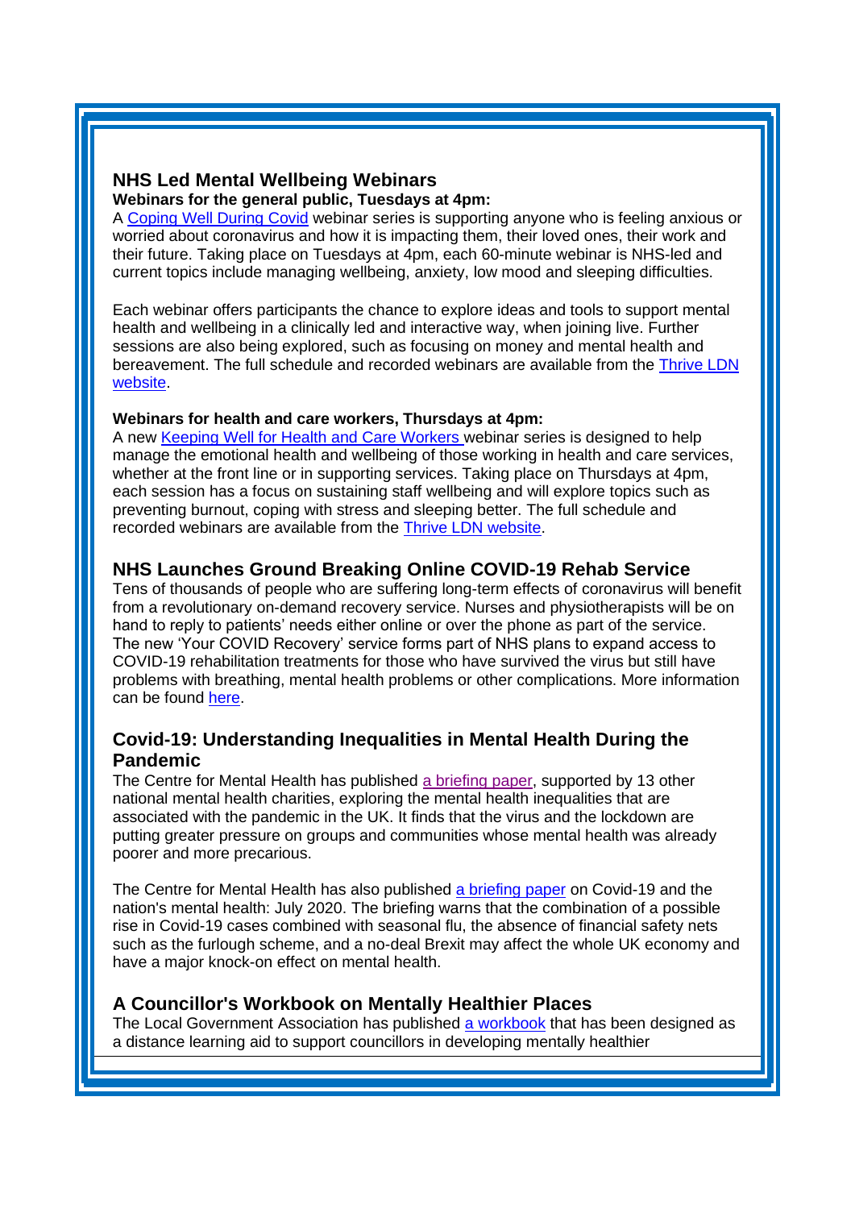## NHS Led Mental Wellbeing Webinars

**Webinars for the general public, Tuesdays at 4pm:**

A Coping Well During Covid webinar series is supporting anyone who is feeling anxious or worried about coronavirus and how it is impacting them, their loved ones, their work and their future. Taking place on Tuesdays at 4pm, each 60-minute webinar is NHS-led and current topics include managing wellbeing, anxiety, low mood and sleeping difficulties.

Each webinar offers participants the chance to explore ideas and tools to support mental health and wellbeing in a clinically led and interactive way, when joining live. Further sessions are also being explored, such as focusing on money and mental health and bereavement. The full schedule and recorded webinars are available from the Thrive LDN website.

**Webinars for health and care workers, Thursdays at 4pm:**

A new Keeping Well for Health and Care Workers webinar series is designed to help manage the emotional health and wellbeing of those working in health and care services, whether at the front line or in supporting services. Taking place on Thursdays at 4pm, each session has a focus on sustaining staff wellbeing and will explore topics such as preventing burnout, coping with stress and sleeping better. The full schedule and recorded webinars are available from the Thrive LDN website.

## NHS Launches Ground Breaking Online COVID-19 Rehab Service

Tens of thousands of people who are suffering long-term effects of coronavirus will benefit from a revolutionary on-demand recovery service. Nurses and physiotherapists will be on hand to reply to patients' needs either online or over the phone as part of the service. The new 'Your COVID Recovery' service forms part of NHS plans to expand access to COVID-19 rehabilitation treatments for those who have survived the virus but still have problems with breathing, mental health problems or other complications. More information can be found here.

## Covid-19: Understanding Inequalities in Mental Health During the Pandemic

The Centre for Mental Health has published a briefing paper, supported by 13 other national mental health charities, exploring the mental health inequalities that are associated with the pandemic in the UK. It finds that the virus and the lockdown are putting greater pressure on groups and communities whose mental health was already poorer and more precarious.

The Centre for Mental Health has also published a briefing paper on Covid-19 and the nation's mental health: July 2020. The briefing warns that the combination of a possible rise in Covid-19 cases combined with seasonal flu, the absence of financial safety nets such as the furlough scheme, and a no-deal Brexit may affect the whole UK economy and have a major knock-on effect on mental health.

## A Councillor's Workbook on Mentally Healthier Places

The Local Government Association has published a workbook that has been designed as a distance learning aid to support councillors in developing mentally healthier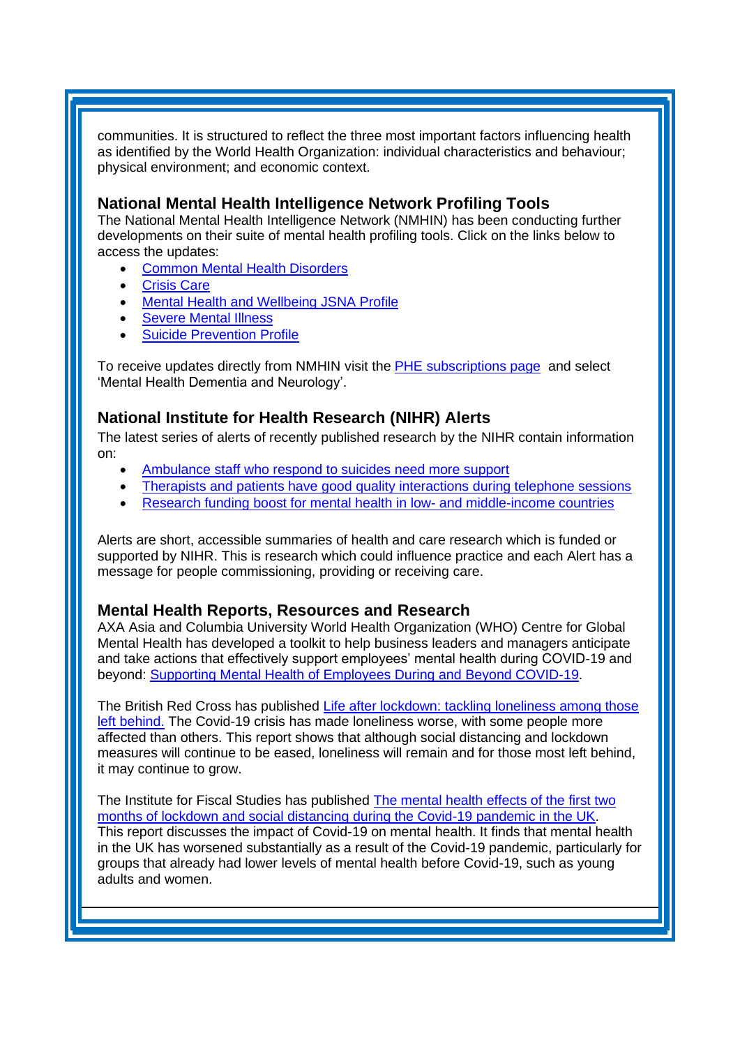communities. It is structured to reflect the three most important factors influencing health as identified by the World Health Organization: individual characteristics and behaviour; physical environment; and economic context.

### National Mental Health Intelligence Network Profiling Tools

The National Mental Health Intelligence Network (NMHIN) has been conducting further developments on their suite of mental health profiling tools. Click on the links below to access the updates:

- Common Mental Health Disorders
- Crisis Care
- Mental Health and Wellbeing JSNA Profile
- Severe Mental Illness
- Suicide Prevention Profile

To receive updates directly from NMHIN visit the PHE subscriptions page and select 'Mental Health Dementia and Neurology'.

### National Institute for Health Research (NIHR) Alerts

The latest series of alerts of recently published research by the NIHR contain information on:

- Ambulance staff who respond to suicides need more support
- Therapists and patients have good quality interactions during telephone sessions
- Research funding boost for mental health in low- and middle-income countries

Alerts are short, accessible summaries of health and care research which is funded or supported by NIHR. This is research which could influence practice and each Alert has a message for people commissioning, providing or receiving care.

### Mental Health Reports, Resources and Research

AXA Asia and Columbia University World Health Organization (WHO) Centre for Global Mental Health has developed a toolkit to help business leaders and managers anticipate and take actions that effectively support employees' mental health during COVID-19 and beyond: Supporting Mental Health of Employees During and Beyond COVID-19.

The British Red Cross has published Life after lockdown: tackling loneliness among those left behind. The Covid-19 crisis has made loneliness worse, with some people more affected than others. This report shows that although social distancing and lockdown measures will continue to be eased, loneliness will remain and for those most left behind, it may continue to grow.

The Institute for Fiscal Studies has published The mental health effects of the first two months of lockdown and social distancing during the Covid-19 pandemic in the UK. This report discusses the impact of Covid-19 on mental health. It finds that mental health in the UK has worsened substantially as a result of the Covid-19 pandemic, particularly for groups that already had lower levels of mental health before Covid-19, such as young adults and women.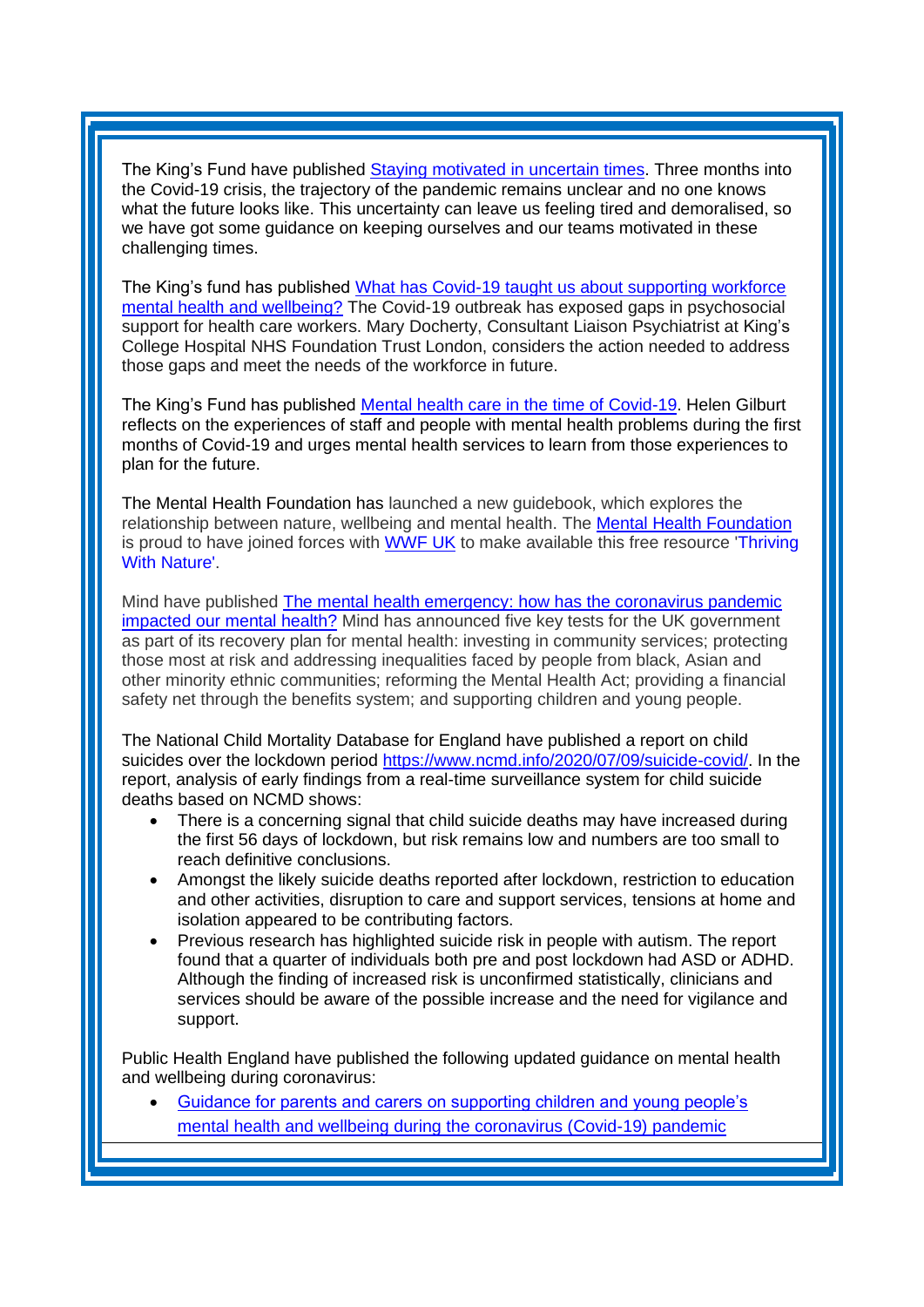The King's Fund have published [Staying motivated in uncertain times](). Three months into the Covid-19 crisis, the trajectory of the pandemic remains unclear and no one knows what the future looks like. This uncertainty can leave us feeling tired and demoralised, so we have got some guidance on keeping ourselves and our teams motivated in these challenging times.

The King's fund has published [What has Covid-19 taught us about supporting workforce mental health and wellbeing?]() The Covid-19 outbreak has exposed gaps in psychosocial support for health care workers. Mary Docherty, Consultant Liaison Psychiatrist at King's College Hospital NHS Foundation Trust London, considers the action needed to address those gaps and meet the needs of the workforce in future.

The King's Fund has published [Mental health care in the time of Covid-19](). Helen Gilburt reflects on the experiences of staff and people with mental health problems during the first months of Covid-19 and urges mental health services to learn from those experiences to plan for the future.

The Mental Health Foundation has launched a new guidebook, which explores the relationship between nature, wellbeing and mental health. The [Mental Health Foundation]() is proud to have joined forces with [WWF UK]() to make available this free resource ['Thriving With Nature']().

Mind have published [The mental health emergency: how has the coronavirus pandemic impacted our mental health?]() Mind has announced five key tests for the UK government as part of its recovery plan for mental health: investing in community services; protecting those most at risk and addressing inequalities faced by people from black, Asian and other minority ethnic communities; reforming the Mental Health Act; providing a financial safety net through the benefits system; and supporting children and young people.

The National Child Mortality Database for England have published a report on child suicides over the lockdown period https://www.ncmd.info/2020/07/09/suicide-covid/. In the report, analysis of early findings from a real-time surveillance system for child suicide deaths based on NCMD shows:

- There is a concerning signal that child suicide deaths may have increased during the first 56 days of lockdown, but risk remains low and numbers are too small to reach definitive conclusions.
- Amongst the likely suicide deaths reported after lockdown, restriction to education and other activities, disruption to care and support services, tensions at home and isolation appeared to be contributing factors.
- Previous research has highlighted suicide risk in people with autism. The report found that a quarter of individuals both pre and post lockdown had ASD or ADHD. Although the finding of increased risk is unconfirmed statistically, clinicians and services should be aware of the possible increase and the need for vigilance and support.

Public Health England have published the following updated guidance on mental health and wellbeing during coronavirus:

- [Guidance for parents and carers on supporting children and young people's mental health and wellbeing during the coronavirus (Covid-19) pandemic]()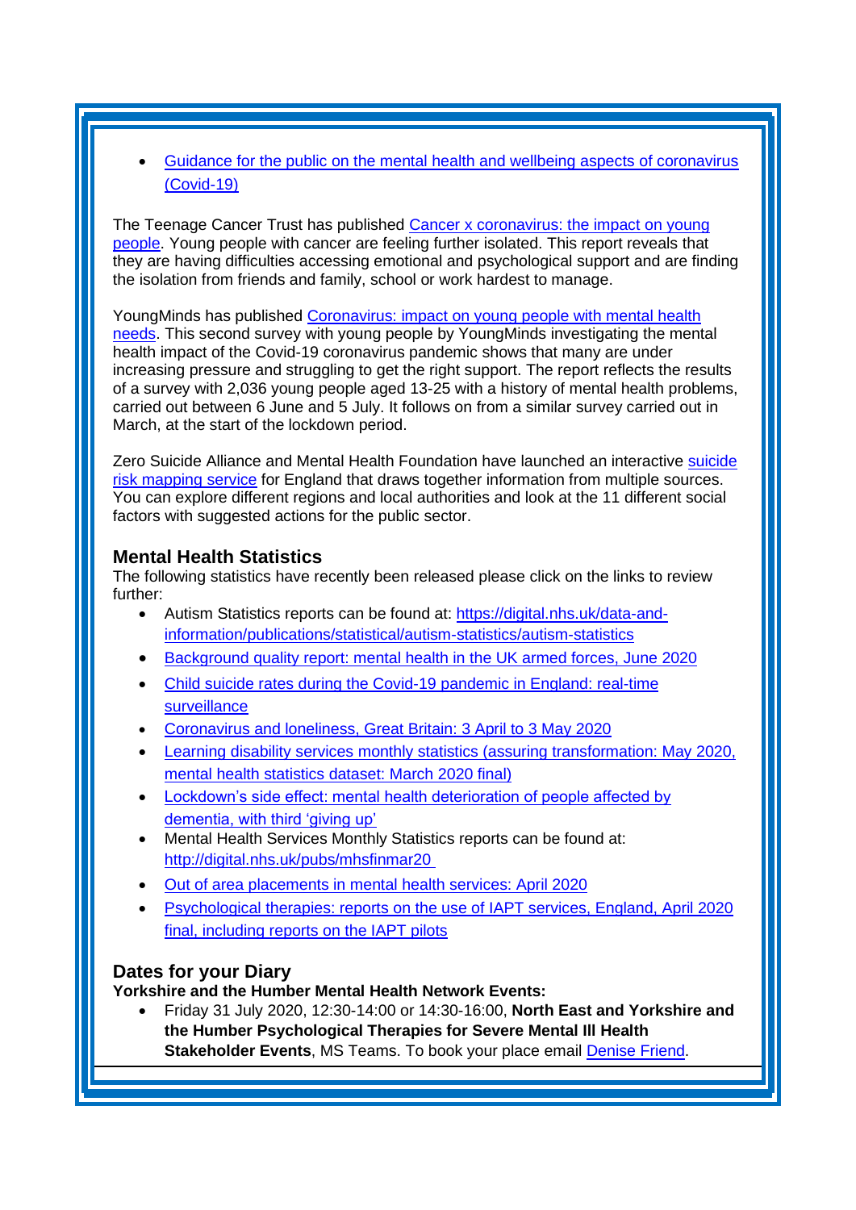- Guidance for the public on the mental health and wellbeing aspects of coronavirus (Covid-19)

The Teenage Cancer Trust has published Cancer x coronavirus: the impact on young people. Young people with cancer are feeling further isolated. This report reveals that they are having difficulties accessing emotional and psychological support and are finding the isolation from friends and family, school or work hardest to manage.

YoungMinds has published Coronavirus: impact on young people with mental health needs. This second survey with young people by YoungMinds investigating the mental health impact of the Covid-19 coronavirus pandemic shows that many are under increasing pressure and struggling to get the right support. The report reflects the results of a survey with 2,036 young people aged 13-25 with a history of mental health problems, carried out between 6 June and 5 July. It follows on from a similar survey carried out in March, at the start of the lockdown period.

Zero Suicide Alliance and Mental Health Foundation have launched an interactive suicide risk mapping service for England that draws together information from multiple sources. You can explore different regions and local authorities and look at the 11 different social factors with suggested actions for the public sector.

## Mental Health Statistics

The following statistics have recently been released please click on the links to review further:

- Autism Statistics reports can be found at: https://digital.nhs.uk/data-and-information/publications/statistical/autism-statistics/autism-statistics
- Background quality report: mental health in the UK armed forces, June 2020
- Child suicide rates during the Covid-19 pandemic in England: real-time surveillance
- Coronavirus and loneliness, Great Britain: 3 April to 3 May 2020
- Learning disability services monthly statistics (assuring transformation: May 2020, mental health statistics dataset: March 2020 final)
- Lockdown's side effect: mental health deterioration of people affected by dementia, with third 'giving up'
- Mental Health Services Monthly Statistics reports can be found at: http://digital.nhs.uk/pubs/mhsfinmar20
- Out of area placements in mental health services: April 2020
- Psychological therapies: reports on the use of IAPT services, England, April 2020 final, including reports on the IAPT pilots

## Dates for your Diary

**Yorkshire and the Humber Mental Health Network Events:**

- Friday 31 July 2020, 12:30-14:00 or 14:30-16:00, **North East and Yorkshire and the Humber Psychological Therapies for Severe Mental Ill Health Stakeholder Events**, MS Teams. To book your place email Denise Friend.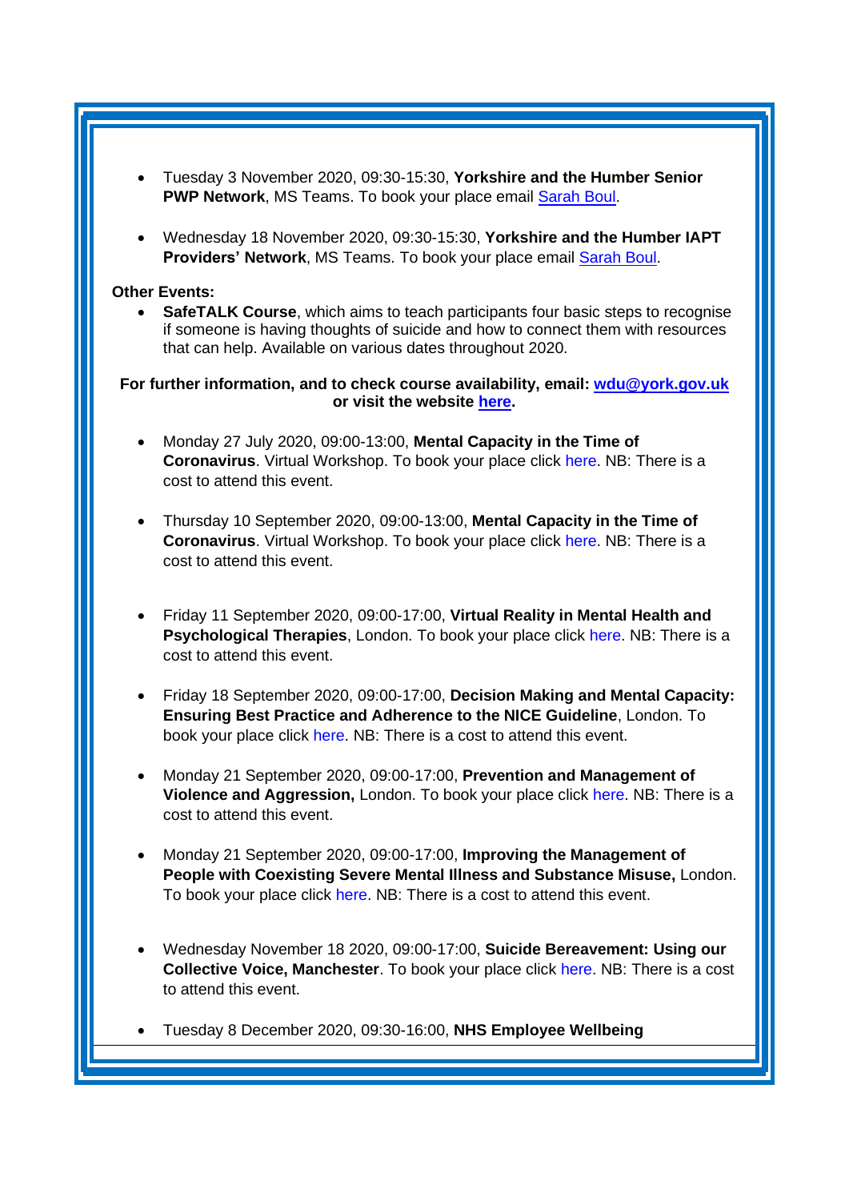- Tuesday 3 November 2020, 09:30-15:30, **Yorkshire and the Humber Senior PWP Network**, MS Teams. To book your place email Sarah Boul.

- Wednesday 18 November 2020, 09:30-15:30, **Yorkshire and the Humber IAPT Providers' Network**, MS Teams. To book your place email Sarah Boul.

**Other Events:**

- **SafeTALK Course**, which aims to teach participants four basic steps to recognise if someone is having thoughts of suicide and how to connect them with resources that can help. Available on various dates throughout 2020.

**For further information, and to check course availability, email: wdu@york.gov.uk or visit the website here.**

- Monday 27 July 2020, 09:00-13:00, **Mental Capacity in the Time of Coronavirus**. Virtual Workshop. To book your place click here. NB: There is a cost to attend this event.

- Thursday 10 September 2020, 09:00-13:00, **Mental Capacity in the Time of Coronavirus**. Virtual Workshop. To book your place click here. NB: There is a cost to attend this event.

- Friday 11 September 2020, 09:00-17:00, **Virtual Reality in Mental Health and Psychological Therapies**, London. To book your place click here. NB: There is a cost to attend this event.

- Friday 18 September 2020, 09:00-17:00, **Decision Making and Mental Capacity: Ensuring Best Practice and Adherence to the NICE Guideline**, London. To book your place click here. NB: There is a cost to attend this event.

- Monday 21 September 2020, 09:00-17:00, **Prevention and Management of Violence and Aggression,** London. To book your place click here. NB: There is a cost to attend this event.

- Monday 21 September 2020, 09:00-17:00, **Improving the Management of People with Coexisting Severe Mental Illness and Substance Misuse,** London. To book your place click here. NB: There is a cost to attend this event.

- Wednesday November 18 2020, 09:00-17:00, **Suicide Bereavement: Using our Collective Voice, Manchester**. To book your place click here. NB: There is a cost to attend this event.

- Tuesday 8 December 2020, 09:30-16:00, **NHS Employee Wellbeing**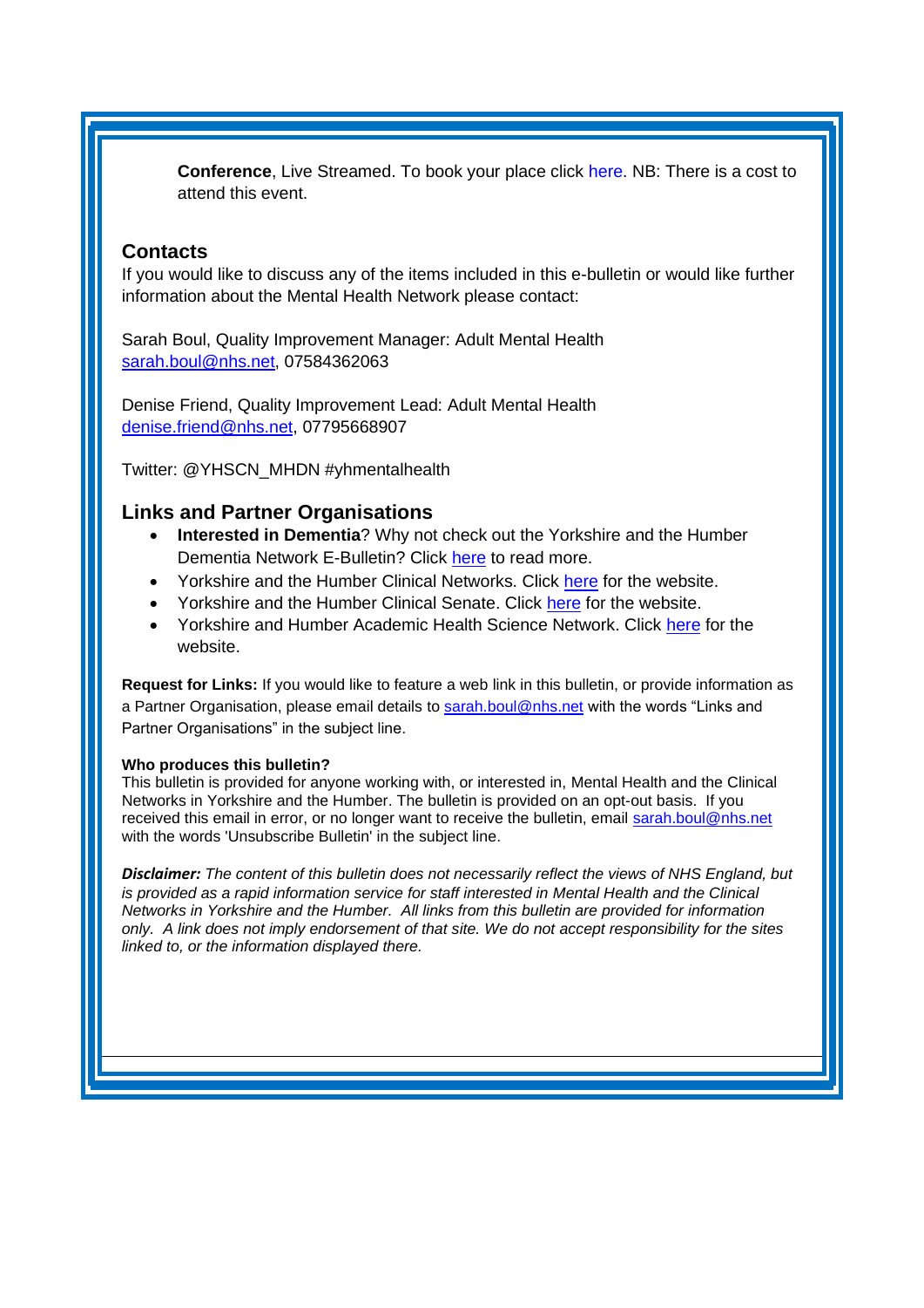**Conference**, Live Streamed. To book your place click here. NB: There is a cost to attend this event.

## Contacts

If you would like to discuss any of the items included in this e-bulletin or would like further information about the Mental Health Network please contact:

Sarah Boul, Quality Improvement Manager: Adult Mental Health
sarah.boul@nhs.net, 07584362063

Denise Friend, Quality Improvement Lead: Adult Mental Health
denise.friend@nhs.net, 07795668907

Twitter: @YHSCN_MHDN #yhmentalhealth

## Links and Partner Organisations

- **Interested in Dementia**? Why not check out the Yorkshire and the Humber Dementia Network E-Bulletin? Click here to read more.
- Yorkshire and the Humber Clinical Networks. Click here for the website.
- Yorkshire and the Humber Clinical Senate. Click here for the website.
- Yorkshire and Humber Academic Health Science Network. Click here for the website.

**Request for Links:** If you would like to feature a web link in this bulletin, or provide information as a Partner Organisation, please email details to sarah.boul@nhs.net with the words "Links and Partner Organisations" in the subject line.

**Who produces this bulletin?**
This bulletin is provided for anyone working with, or interested in, Mental Health and the Clinical Networks in Yorkshire and the Humber. The bulletin is provided on an opt-out basis. If you received this email in error, or no longer want to receive the bulletin, email sarah.boul@nhs.net with the words 'Unsubscribe Bulletin' in the subject line.

***Disclaimer:*** *The content of this bulletin does not necessarily reflect the views of NHS England, but is provided as a rapid information service for staff interested in Mental Health and the Clinical Networks in Yorkshire and the Humber. All links from this bulletin are provided for information only. A link does not imply endorsement of that site. We do not accept responsibility for the sites linked to, or the information displayed there.*